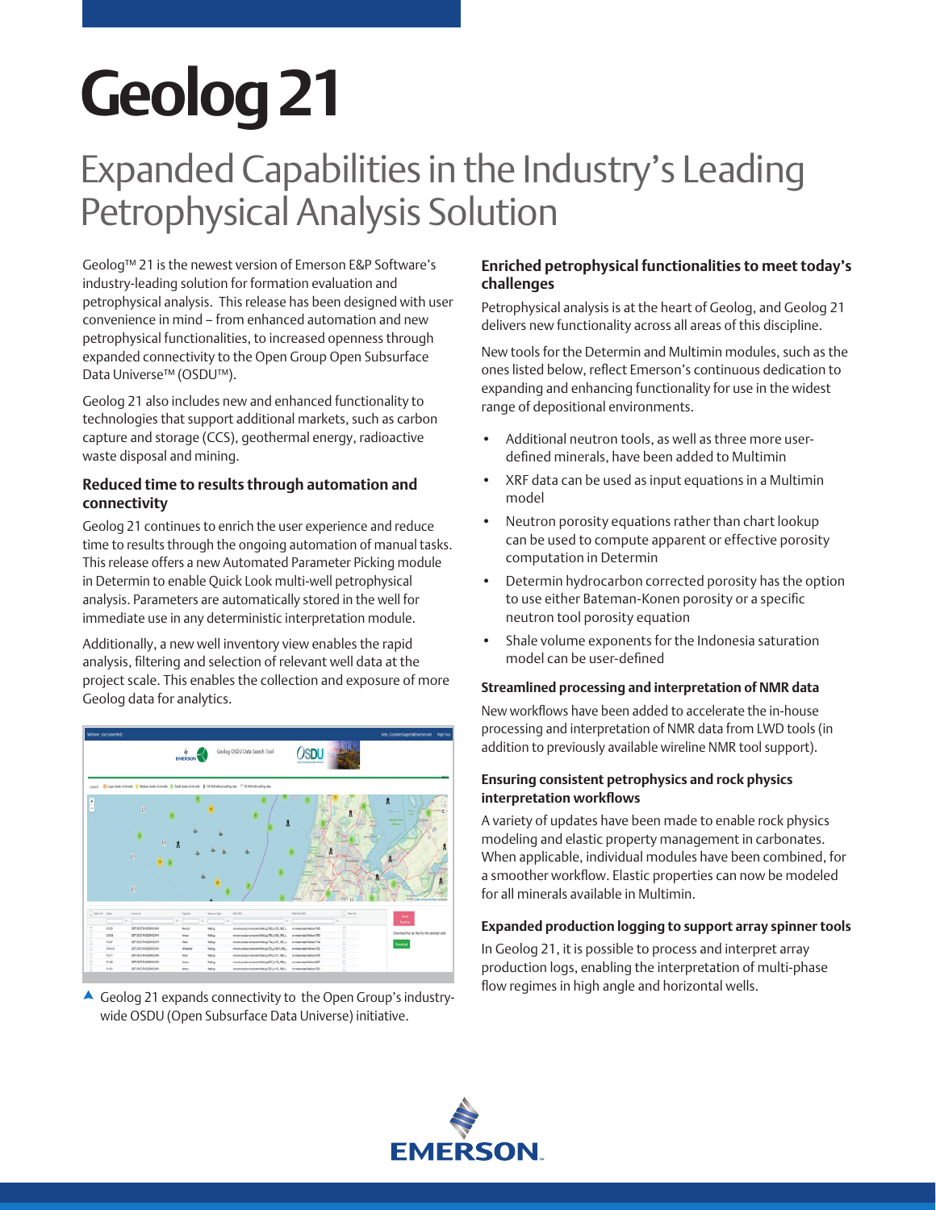# Geolog 21

## Expanded Capabilities in the Industry's Leading Petrophysical Analysis Solution

Geolog™ 21 is the newest version of Emerson E&P Software's industry-leading solution for formation evaluation and petrophysical analysis. This release has been designed with user convenience in mind – from enhanced automation and new petrophysical functionalities, to increased openness through expanded connectivity to the Open Group Open Subsurface Data Universe™ (OSDU™).

Geolog 21 also includes new and enhanced functionality to technologies that support additional markets, such as carbon capture and storage (CCS), geothermal energy, radioactive waste disposal and mining.

### Reduced time to results through automation and connectivity

Geolog 21 continues to enrich the user experience and reduce time to results through the ongoing automation of manual tasks. This release offers a new Automated Parameter Picking module in Determin to enable Quick Look multi-well petrophysical analysis. Parameters are automatically stored in the well for immediate use in any deterministic interpretation module.

Additionally, a new well inventory view enables the rapid analysis, filtering and selection of relevant well data at the project scale. This enables the collection and exposure of more Geolog data for analytics.

▲ Geolog 21 expands connectivity to the Open Group's industry-wide OSDU (Open Subsurface Data Universe) initiative.

### Enriched petrophysical functionalities to meet today's challenges

Petrophysical analysis is at the heart of Geolog, and Geolog 21 delivers new functionality across all areas of this discipline.

New tools for the Determin and Multimin modules, such as the ones listed below, reflect Emerson's continuous dedication to expanding and enhancing functionality for use in the widest range of depositional environments.

- Additional neutron tools, as well as three more user-defined minerals, have been added to Multimin
- XRF data can be used as input equations in a Multimin model
- Neutron porosity equations rather than chart lookup can be used to compute apparent or effective porosity computation in Determin
- Determin hydrocarbon corrected porosity has the option to use either Bateman-Konen porosity or a specific neutron tool porosity equation
- Shale volume exponents for the Indonesia saturation model can be user-defined

### Streamlined processing and interpretation of NMR data

New workflows have been added to accelerate the in-house processing and interpretation of NMR data from LWD tools (in addition to previously available wireline NMR tool support).

### Ensuring consistent petrophysics and rock physics interpretation workflows

A variety of updates have been made to enable rock physics modeling and elastic property management in carbonates. When applicable, individual modules have been combined, for a smoother workflow. Elastic properties can now be modeled for all minerals available in Multimin.

### Expanded production logging to support array spinner tools

In Geolog 21, it is possible to process and interpret array production logs, enabling the interpretation of multi-phase flow regimes in high angle and horizontal wells.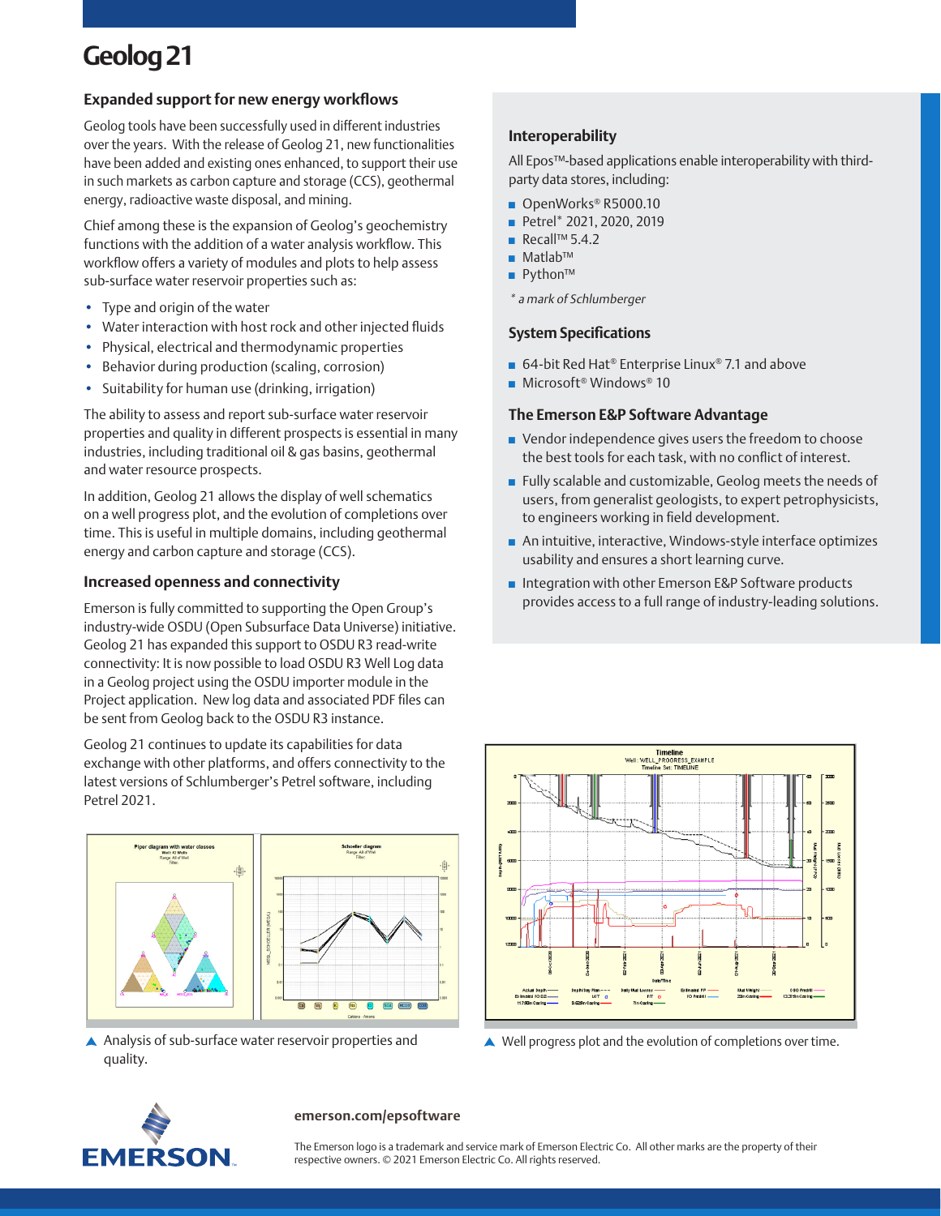# Geolog 21

## Expanded support for new energy workflows

Geolog tools have been successfully used in different industries over the years. With the release of Geolog 21, new functionalities have been added and existing ones enhanced, to support their use in such markets as carbon capture and storage (CCS), geothermal energy, radioactive waste disposal, and mining.

Chief among these is the expansion of Geolog's geochemistry functions with the addition of a water analysis workflow. This workflow offers a variety of modules and plots to help assess sub-surface water reservoir properties such as:

- Type and origin of the water
- Water interaction with host rock and other injected fluids
- Physical, electrical and thermodynamic properties
- Behavior during production (scaling, corrosion)
- Suitability for human use (drinking, irrigation)

The ability to assess and report sub-surface water reservoir properties and quality in different prospects is essential in many industries, including traditional oil & gas basins, geothermal and water resource prospects.

In addition, Geolog 21 allows the display of well schematics on a well progress plot, and the evolution of completions over time. This is useful in multiple domains, including geothermal energy and carbon capture and storage (CCS).

## Increased openness and connectivity

Emerson is fully committed to supporting the Open Group's industry-wide OSDU (Open Subsurface Data Universe) initiative. Geolog 21 has expanded this support to OSDU R3 read-write connectivity: It is now possible to load OSDU R3 Well Log data in a Geolog project using the OSDU importer module in the Project application. New log data and associated PDF files can be sent from Geolog back to the OSDU R3 instance.

Geolog 21 continues to update its capabilities for data exchange with other platforms, and offers connectivity to the latest versions of Schlumberger's Petrel software, including Petrel 2021.

Analysis of sub-surface water reservoir properties and quality.

## Interoperability

All Epos™-based applications enable interoperability with third-party data stores, including:

- OpenWorks® R5000.10
- Petrel* 2021, 2020, 2019
- Recall™ 5.4.2
- Matlab™
- Python™

*\* a mark of Schlumberger*

## System Specifications

- 64-bit Red Hat® Enterprise Linux® 7.1 and above
- Microsoft® Windows® 10

## The Emerson E&P Software Advantage

- Vendor independence gives users the freedom to choose the best tools for each task, with no conflict of interest.
- Fully scalable and customizable, Geolog meets the needs of users, from generalist geologists, to expert petrophysicists, to engineers working in field development.
- An intuitive, interactive, Windows-style interface optimizes usability and ensures a short learning curve.
- Integration with other Emerson E&P Software products provides access to a full range of industry-leading solutions.

Well progress plot and the evolution of completions over time.

**emerson.com/epsoftware**

The Emerson logo is a trademark and service mark of Emerson Electric Co. All other marks are the property of their respective owners. © 2021 Emerson Electric Co. All rights reserved.